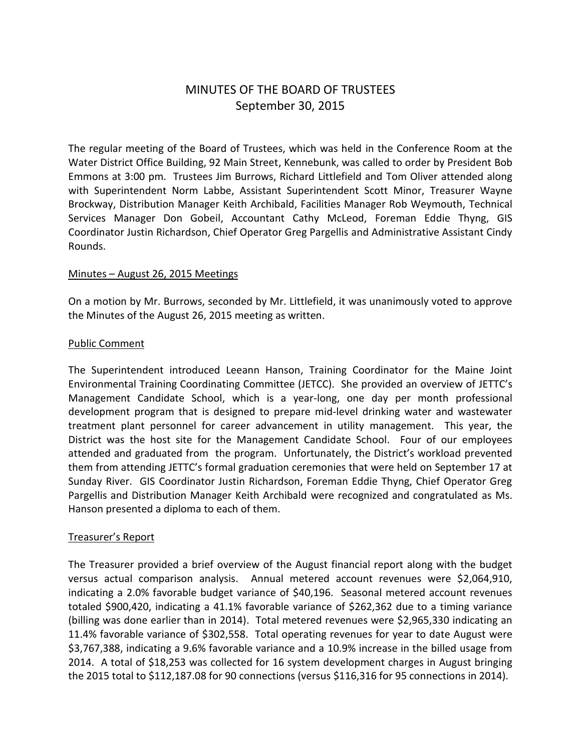# MINUTES OF THE BOARD OF TRUSTEES
## September 30, 2015

The regular meeting of the Board of Trustees, which was held in the Conference Room at the Water District Office Building, 92 Main Street, Kennebunk, was called to order by President Bob Emmons at 3:00 pm. Trustees Jim Burrows, Richard Littlefield and Tom Oliver attended along with Superintendent Norm Labbe, Assistant Superintendent Scott Minor, Treasurer Wayne Brockway, Distribution Manager Keith Archibald, Facilities Manager Rob Weymouth, Technical Services Manager Don Gobeil, Accountant Cathy McLeod, Foreman Eddie Thyng, GIS Coordinator Justin Richardson, Chief Operator Greg Pargellis and Administrative Assistant Cindy Rounds.

<u>Minutes – August 26, 2015 Meetings</u>

On a motion by Mr. Burrows, seconded by Mr. Littlefield, it was unanimously voted to approve the Minutes of the August 26, 2015 meeting as written.

<u>Public Comment</u>

The Superintendent introduced Leeann Hanson, Training Coordinator for the Maine Joint Environmental Training Coordinating Committee (JETCC). She provided an overview of JETTC's Management Candidate School, which is a year-long, one day per month professional development program that is designed to prepare mid-level drinking water and wastewater treatment plant personnel for career advancement in utility management. This year, the District was the host site for the Management Candidate School. Four of our employees attended and graduated from the program. Unfortunately, the District's workload prevented them from attending JETTC's formal graduation ceremonies that were held on September 17 at Sunday River. GIS Coordinator Justin Richardson, Foreman Eddie Thyng, Chief Operator Greg Pargellis and Distribution Manager Keith Archibald were recognized and congratulated as Ms. Hanson presented a diploma to each of them.

<u>Treasurer's Report</u>

The Treasurer provided a brief overview of the August financial report along with the budget versus actual comparison analysis. Annual metered account revenues were $2,064,910, indicating a 2.0% favorable budget variance of $40,196. Seasonal metered account revenues totaled $900,420, indicating a 41.1% favorable variance of $262,362 due to a timing variance (billing was done earlier than in 2014). Total metered revenues were $2,965,330 indicating an 11.4% favorable variance of $302,558. Total operating revenues for year to date August were $3,767,388, indicating a 9.6% favorable variance and a 10.9% increase in the billed usage from 2014. A total of $18,253 was collected for 16 system development charges in August bringing the 2015 total to $112,187.08 for 90 connections (versus $116,316 for 95 connections in 2014).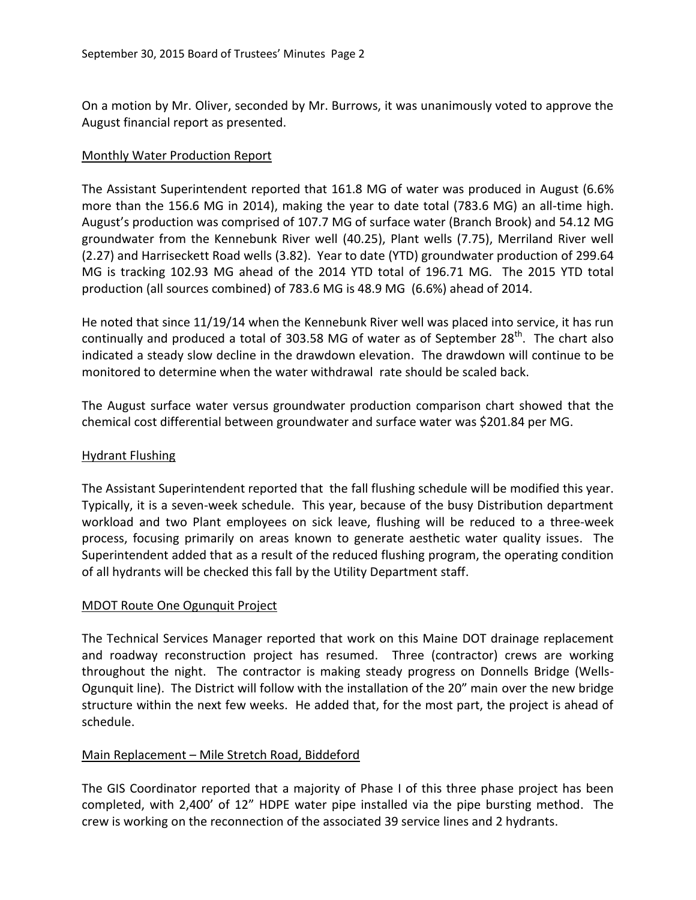On a motion by Mr. Oliver, seconded by Mr. Burrows, it was unanimously voted to approve the August financial report as presented.

## Monthly Water Production Report

The Assistant Superintendent reported that 161.8 MG of water was produced in August (6.6% more than the 156.6 MG in 2014), making the year to date total (783.6 MG) an all-time high. August's production was comprised of 107.7 MG of surface water (Branch Brook) and 54.12 MG groundwater from the Kennebunk River well (40.25), Plant wells (7.75), Merriland River well (2.27) and Harriseckett Road wells (3.82). Year to date (YTD) groundwater production of 299.64 MG is tracking 102.93 MG ahead of the 2014 YTD total of 196.71 MG. The 2015 YTD total production (all sources combined) of 783.6 MG is 48.9 MG (6.6%) ahead of 2014.

He noted that since 11/19/14 when the Kennebunk River well was placed into service, it has run continually and produced a total of 303.58 MG of water as of September 28th. The chart also indicated a steady slow decline in the drawdown elevation. The drawdown will continue to be monitored to determine when the water withdrawal rate should be scaled back.

The August surface water versus groundwater production comparison chart showed that the chemical cost differential between groundwater and surface water was $201.84 per MG.

## Hydrant Flushing

The Assistant Superintendent reported that the fall flushing schedule will be modified this year. Typically, it is a seven-week schedule. This year, because of the busy Distribution department workload and two Plant employees on sick leave, flushing will be reduced to a three-week process, focusing primarily on areas known to generate aesthetic water quality issues. The Superintendent added that as a result of the reduced flushing program, the operating condition of all hydrants will be checked this fall by the Utility Department staff.

## MDOT Route One Ogunquit Project

The Technical Services Manager reported that work on this Maine DOT drainage replacement and roadway reconstruction project has resumed. Three (contractor) crews are working throughout the night. The contractor is making steady progress on Donnells Bridge (Wells-Ogunquit line). The District will follow with the installation of the 20" main over the new bridge structure within the next few weeks. He added that, for the most part, the project is ahead of schedule.

## Main Replacement – Mile Stretch Road, Biddeford

The GIS Coordinator reported that a majority of Phase I of this three phase project has been completed, with 2,400' of 12" HDPE water pipe installed via the pipe bursting method. The crew is working on the reconnection of the associated 39 service lines and 2 hydrants.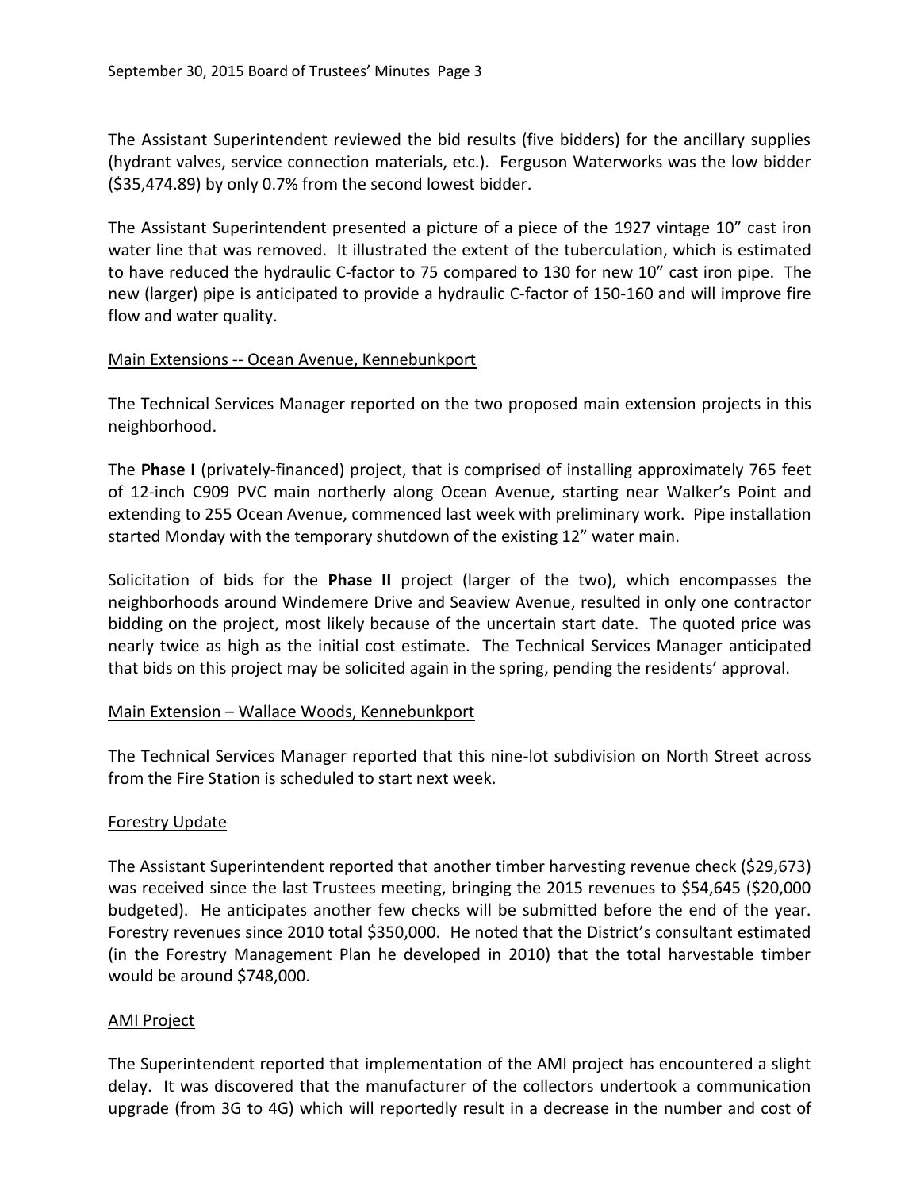The Assistant Superintendent reviewed the bid results (five bidders) for the ancillary supplies (hydrant valves, service connection materials, etc.). Ferguson Waterworks was the low bidder ($35,474.89) by only 0.7% from the second lowest bidder.

The Assistant Superintendent presented a picture of a piece of the 1927 vintage 10" cast iron water line that was removed. It illustrated the extent of the tuberculation, which is estimated to have reduced the hydraulic C-factor to 75 compared to 130 for new 10" cast iron pipe. The new (larger) pipe is anticipated to provide a hydraulic C-factor of 150-160 and will improve fire flow and water quality.

Main Extensions -- Ocean Avenue, Kennebunkport

The Technical Services Manager reported on the two proposed main extension projects in this neighborhood.

The **Phase I** (privately-financed) project, that is comprised of installing approximately 765 feet of 12-inch C909 PVC main northerly along Ocean Avenue, starting near Walker's Point and extending to 255 Ocean Avenue, commenced last week with preliminary work. Pipe installation started Monday with the temporary shutdown of the existing 12" water main.

Solicitation of bids for the **Phase II** project (larger of the two), which encompasses the neighborhoods around Windemere Drive and Seaview Avenue, resulted in only one contractor bidding on the project, most likely because of the uncertain start date. The quoted price was nearly twice as high as the initial cost estimate. The Technical Services Manager anticipated that bids on this project may be solicited again in the spring, pending the residents' approval.

Main Extension – Wallace Woods, Kennebunkport

The Technical Services Manager reported that this nine-lot subdivision on North Street across from the Fire Station is scheduled to start next week.

Forestry Update

The Assistant Superintendent reported that another timber harvesting revenue check ($29,673) was received since the last Trustees meeting, bringing the 2015 revenues to $54,645 ($20,000 budgeted). He anticipates another few checks will be submitted before the end of the year. Forestry revenues since 2010 total $350,000. He noted that the District's consultant estimated (in the Forestry Management Plan he developed in 2010) that the total harvestable timber would be around $748,000.

AMI Project

The Superintendent reported that implementation of the AMI project has encountered a slight delay. It was discovered that the manufacturer of the collectors undertook a communication upgrade (from 3G to 4G) which will reportedly result in a decrease in the number and cost of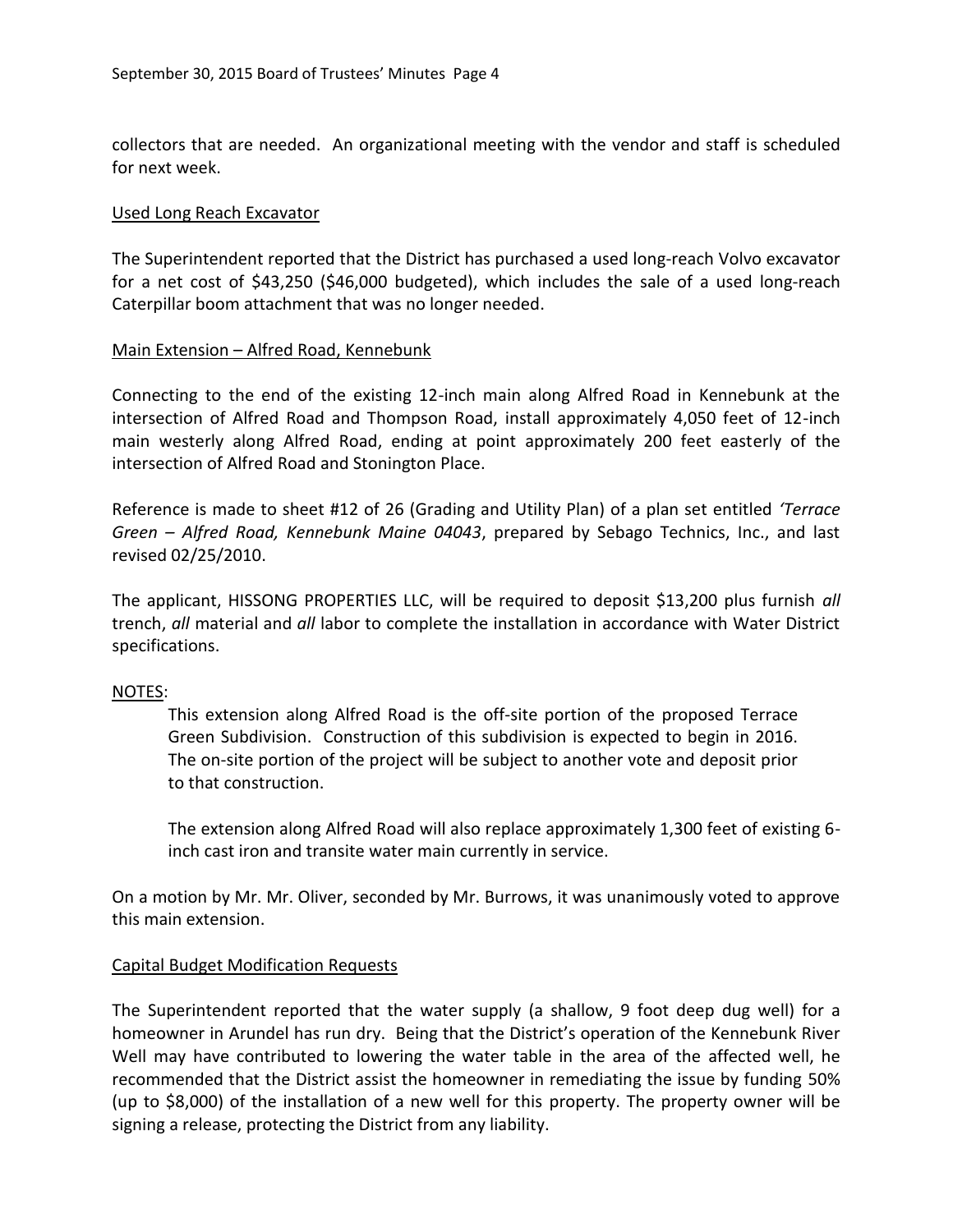collectors that are needed. An organizational meeting with the vendor and staff is scheduled for next week.

<u>Used Long Reach Excavator</u>

The Superintendent reported that the District has purchased a used long-reach Volvo excavator for a net cost of $43,250 ($46,000 budgeted), which includes the sale of a used long-reach Caterpillar boom attachment that was no longer needed.

<u>Main Extension – Alfred Road, Kennebunk</u>

Connecting to the end of the existing 12-inch main along Alfred Road in Kennebunk at the intersection of Alfred Road and Thompson Road, install approximately 4,050 feet of 12-inch main westerly along Alfred Road, ending at point approximately 200 feet easterly of the intersection of Alfred Road and Stonington Place.

Reference is made to sheet #12 of 26 (Grading and Utility Plan) of a plan set entitled *'Terrace Green – Alfred Road, Kennebunk Maine 04043*, prepared by Sebago Technics, Inc., and last revised 02/25/2010.

The applicant, HISSONG PROPERTIES LLC, will be required to deposit $13,200 plus furnish *all* trench, *all* material and *all* labor to complete the installation in accordance with Water District specifications.

<u>NOTES</u>:

> This extension along Alfred Road is the off-site portion of the proposed Terrace Green Subdivision. Construction of this subdivision is expected to begin in 2016. The on-site portion of the project will be subject to another vote and deposit prior to that construction.
>
> The extension along Alfred Road will also replace approximately 1,300 feet of existing 6-inch cast iron and transite water main currently in service.

On a motion by Mr. Mr. Oliver, seconded by Mr. Burrows, it was unanimously voted to approve this main extension.

<u>Capital Budget Modification Requests</u>

The Superintendent reported that the water supply (a shallow, 9 foot deep dug well) for a homeowner in Arundel has run dry. Being that the District's operation of the Kennebunk River Well may have contributed to lowering the water table in the area of the affected well, he recommended that the District assist the homeowner in remediating the issue by funding 50% (up to $8,000) of the installation of a new well for this property. The property owner will be signing a release, protecting the District from any liability.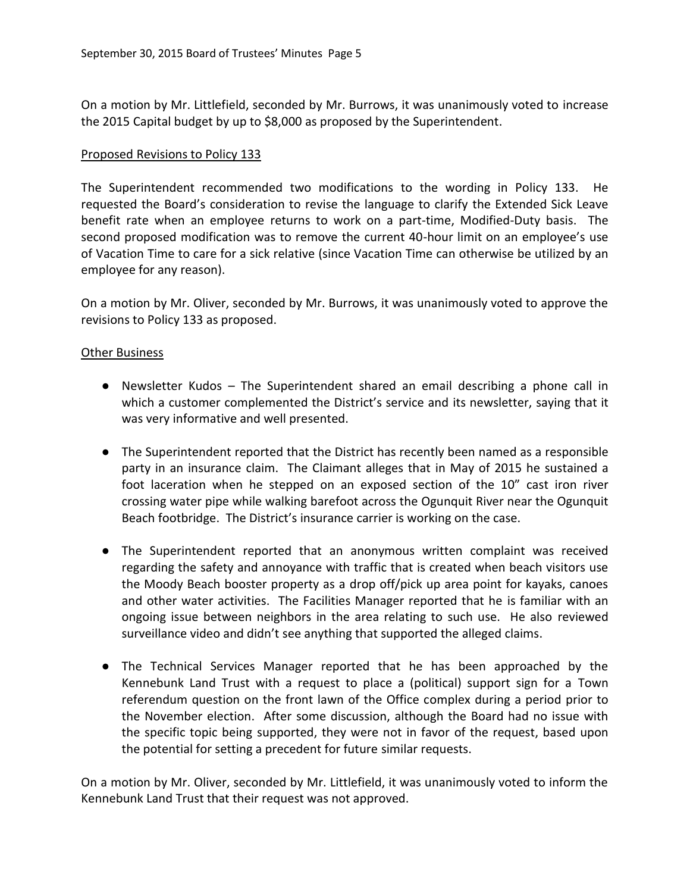On a motion by Mr. Littlefield, seconded by Mr. Burrows, it was unanimously voted to increase the 2015 Capital budget by up to $8,000 as proposed by the Superintendent.

Proposed Revisions to Policy 133

The Superintendent recommended two modifications to the wording in Policy 133. He requested the Board's consideration to revise the language to clarify the Extended Sick Leave benefit rate when an employee returns to work on a part-time, Modified-Duty basis. The second proposed modification was to remove the current 40-hour limit on an employee's use of Vacation Time to care for a sick relative (since Vacation Time can otherwise be utilized by an employee for any reason).

On a motion by Mr. Oliver, seconded by Mr. Burrows, it was unanimously voted to approve the revisions to Policy 133 as proposed.

Other Business

- Newsletter Kudos – The Superintendent shared an email describing a phone call in which a customer complemented the District's service and its newsletter, saying that it was very informative and well presented.

- The Superintendent reported that the District has recently been named as a responsible party in an insurance claim. The Claimant alleges that in May of 2015 he sustained a foot laceration when he stepped on an exposed section of the 10" cast iron river crossing water pipe while walking barefoot across the Ogunquit River near the Ogunquit Beach footbridge. The District's insurance carrier is working on the case.

- The Superintendent reported that an anonymous written complaint was received regarding the safety and annoyance with traffic that is created when beach visitors use the Moody Beach booster property as a drop off/pick up area point for kayaks, canoes and other water activities. The Facilities Manager reported that he is familiar with an ongoing issue between neighbors in the area relating to such use. He also reviewed surveillance video and didn't see anything that supported the alleged claims.

- The Technical Services Manager reported that he has been approached by the Kennebunk Land Trust with a request to place a (political) support sign for a Town referendum question on the front lawn of the Office complex during a period prior to the November election. After some discussion, although the Board had no issue with the specific topic being supported, they were not in favor of the request, based upon the potential for setting a precedent for future similar requests.

On a motion by Mr. Oliver, seconded by Mr. Littlefield, it was unanimously voted to inform the Kennebunk Land Trust that their request was not approved.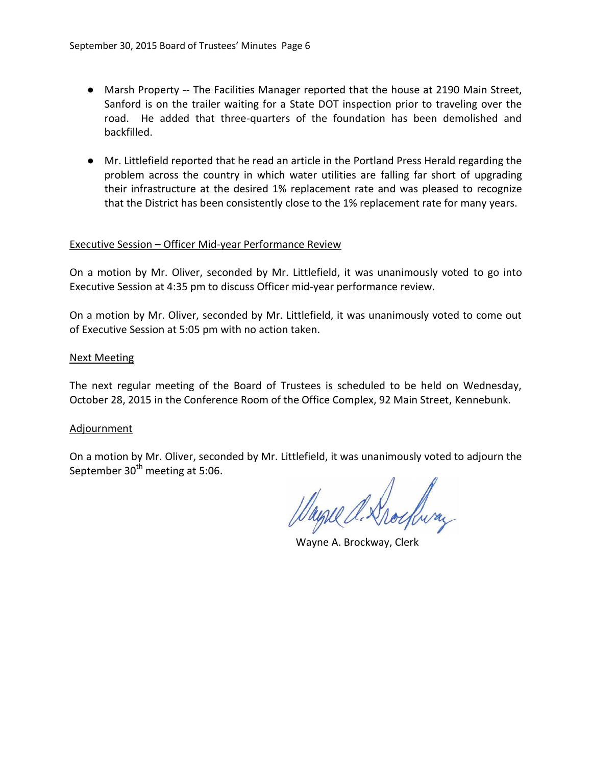- Marsh Property -- The Facilities Manager reported that the house at 2190 Main Street, Sanford is on the trailer waiting for a State DOT inspection prior to traveling over the road. He added that three-quarters of the foundation has been demolished and backfilled.

- Mr. Littlefield reported that he read an article in the Portland Press Herald regarding the problem across the country in which water utilities are falling far short of upgrading their infrastructure at the desired 1% replacement rate and was pleased to recognize that the District has been consistently close to the 1% replacement rate for many years.

<u>Executive Session – Officer Mid-year Performance Review</u>

On a motion by Mr. Oliver, seconded by Mr. Littlefield, it was unanimously voted to go into Executive Session at 4:35 pm to discuss Officer mid-year performance review.

On a motion by Mr. Oliver, seconded by Mr. Littlefield, it was unanimously voted to come out of Executive Session at 5:05 pm with no action taken.

<u>Next Meeting</u>

The next regular meeting of the Board of Trustees is scheduled to be held on Wednesday, October 28, 2015 in the Conference Room of the Office Complex, 92 Main Street, Kennebunk.

<u>Adjournment</u>

On a motion by Mr. Oliver, seconded by Mr. Littlefield, it was unanimously voted to adjourn the September 30th meeting at 5:06.

Wayne A. Brockway, Clerk